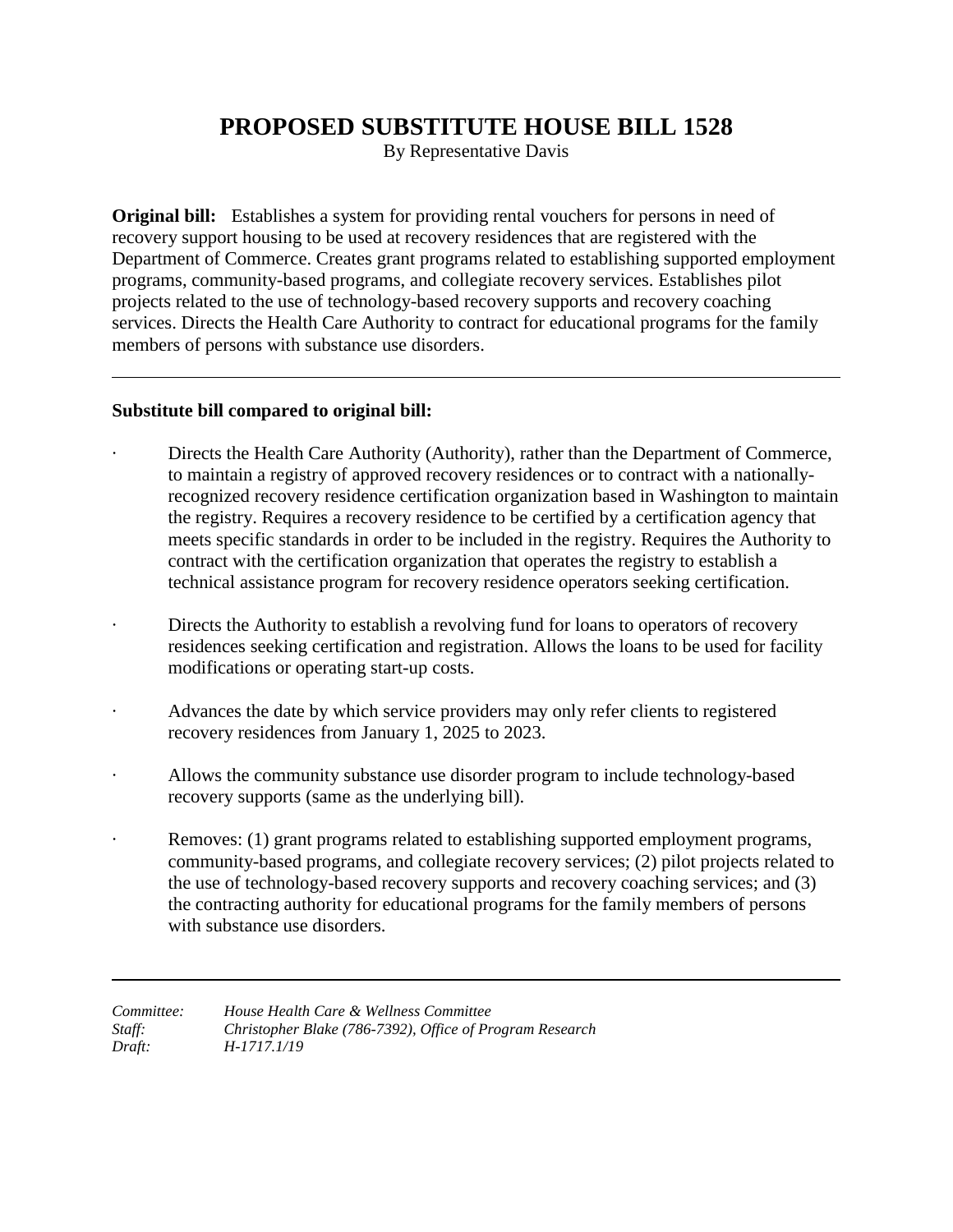# PROPOSED SUBSTITUTE HOUSE BILL 1528

By Representative Davis

**Original bill:** Establishes a system for providing rental vouchers for persons in need of recovery support housing to be used at recovery residences that are registered with the Department of Commerce. Creates grant programs related to establishing supported employment programs, community-based programs, and collegiate recovery services. Establishes pilot projects related to the use of technology-based recovery supports and recovery coaching services. Directs the Health Care Authority to contract for educational programs for the family members of persons with substance use disorders.

---

**Substitute bill compared to original bill:**

- Directs the Health Care Authority (Authority), rather than the Department of Commerce, to maintain a registry of approved recovery residences or to contract with a nationally-recognized recovery residence certification organization based in Washington to maintain the registry. Requires a recovery residence to be certified by a certification agency that meets specific standards in order to be included in the registry. Requires the Authority to contract with the certification organization that operates the registry to establish a technical assistance program for recovery residence operators seeking certification.
- Directs the Authority to establish a revolving fund for loans to operators of recovery residences seeking certification and registration. Allows the loans to be used for facility modifications or operating start-up costs.
- Advances the date by which service providers may only refer clients to registered recovery residences from January 1, 2025 to 2023.
- Allows the community substance use disorder program to include technology-based recovery supports (same as the underlying bill).
- Removes: (1) grant programs related to establishing supported employment programs, community-based programs, and collegiate recovery services; (2) pilot projects related to the use of technology-based recovery supports and recovery coaching services; and (3) the contracting authority for educational programs for the family members of persons with substance use disorders.

---

*Committee:* *House Health Care & Wellness Committee*
*Staff:* *Christopher Blake (786-7392), Office of Program Research*
*Draft:* *H-1717.1/19*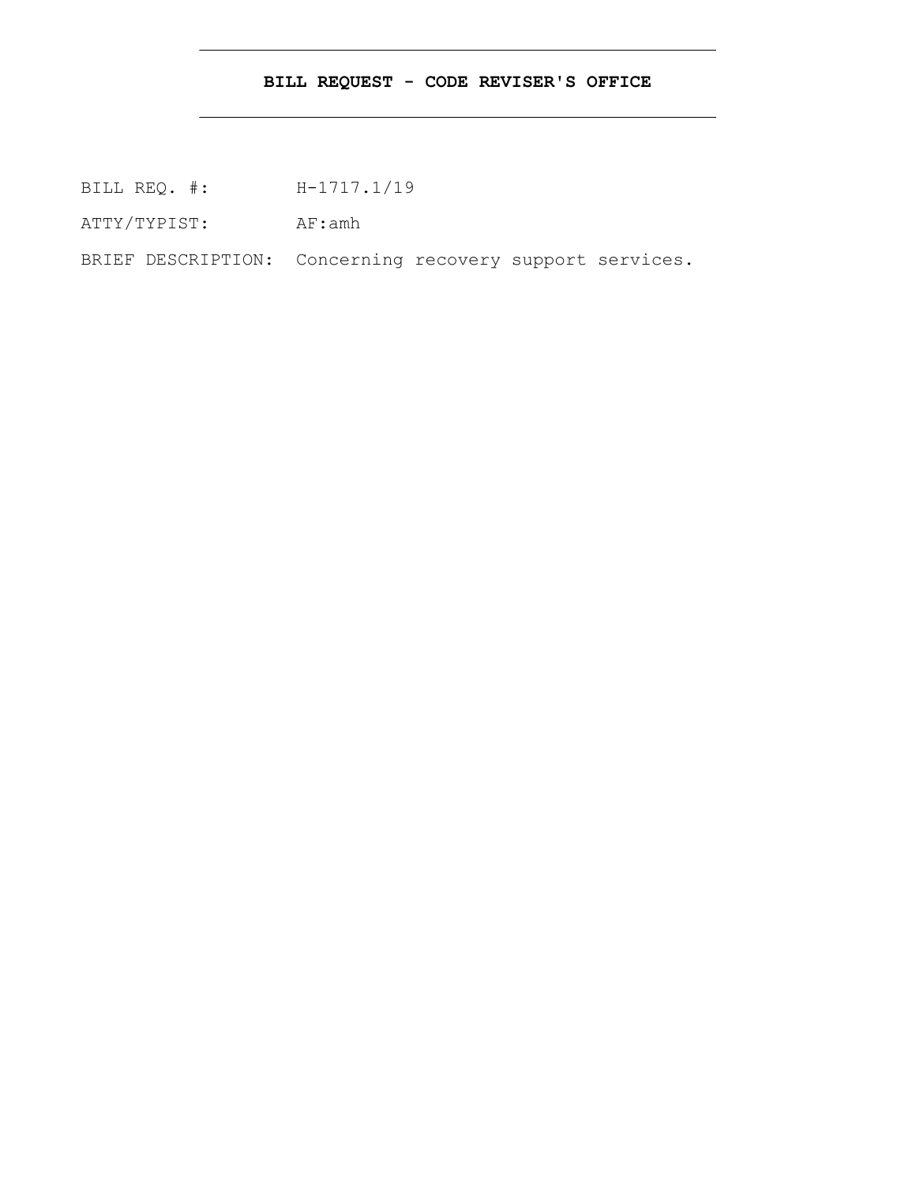**BILL REQUEST - CODE REVISER'S OFFICE**

BILL REQ. #: H-1717.1/19

ATTY/TYPIST: AF:amh

BRIEF DESCRIPTION: Concerning recovery support services.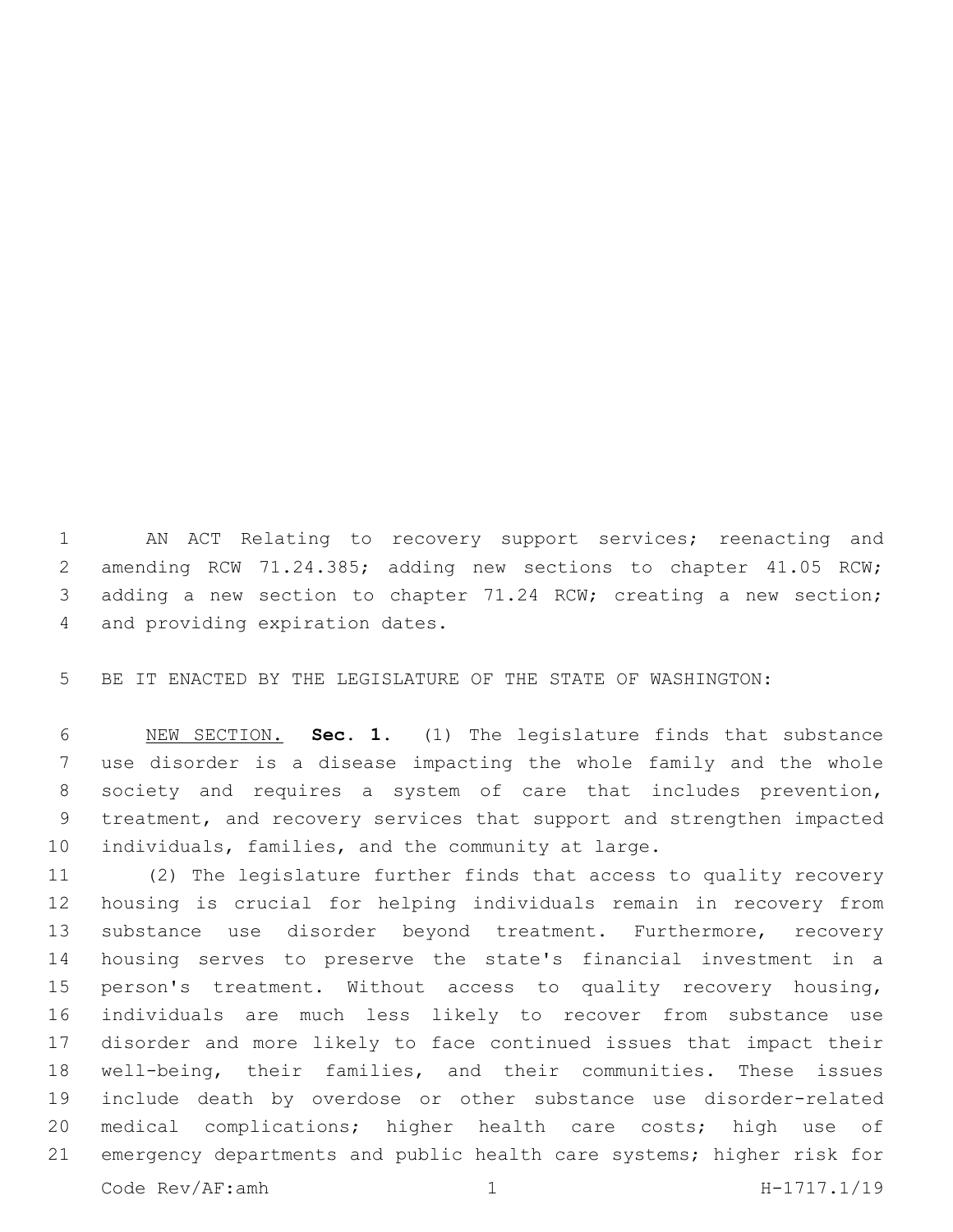AN ACT Relating to recovery support services; reenacting and amending RCW 71.24.385; adding new sections to chapter 41.05 RCW; adding a new section to chapter 71.24 RCW; creating a new section; and providing expiration dates.

BE IT ENACTED BY THE LEGISLATURE OF THE STATE OF WASHINGTON:

NEW SECTION. **Sec. 1.** (1) The legislature finds that substance use disorder is a disease impacting the whole family and the whole society and requires a system of care that includes prevention, treatment, and recovery services that support and strengthen impacted individuals, families, and the community at large.

(2) The legislature further finds that access to quality recovery housing is crucial for helping individuals remain in recovery from substance use disorder beyond treatment. Furthermore, recovery housing serves to preserve the state's financial investment in a person's treatment. Without access to quality recovery housing, individuals are much less likely to recover from substance use disorder and more likely to face continued issues that impact their well-being, their families, and their communities. These issues include death by overdose or other substance use disorder-related medical complications; higher health care costs; high use of emergency departments and public health care systems; higher risk for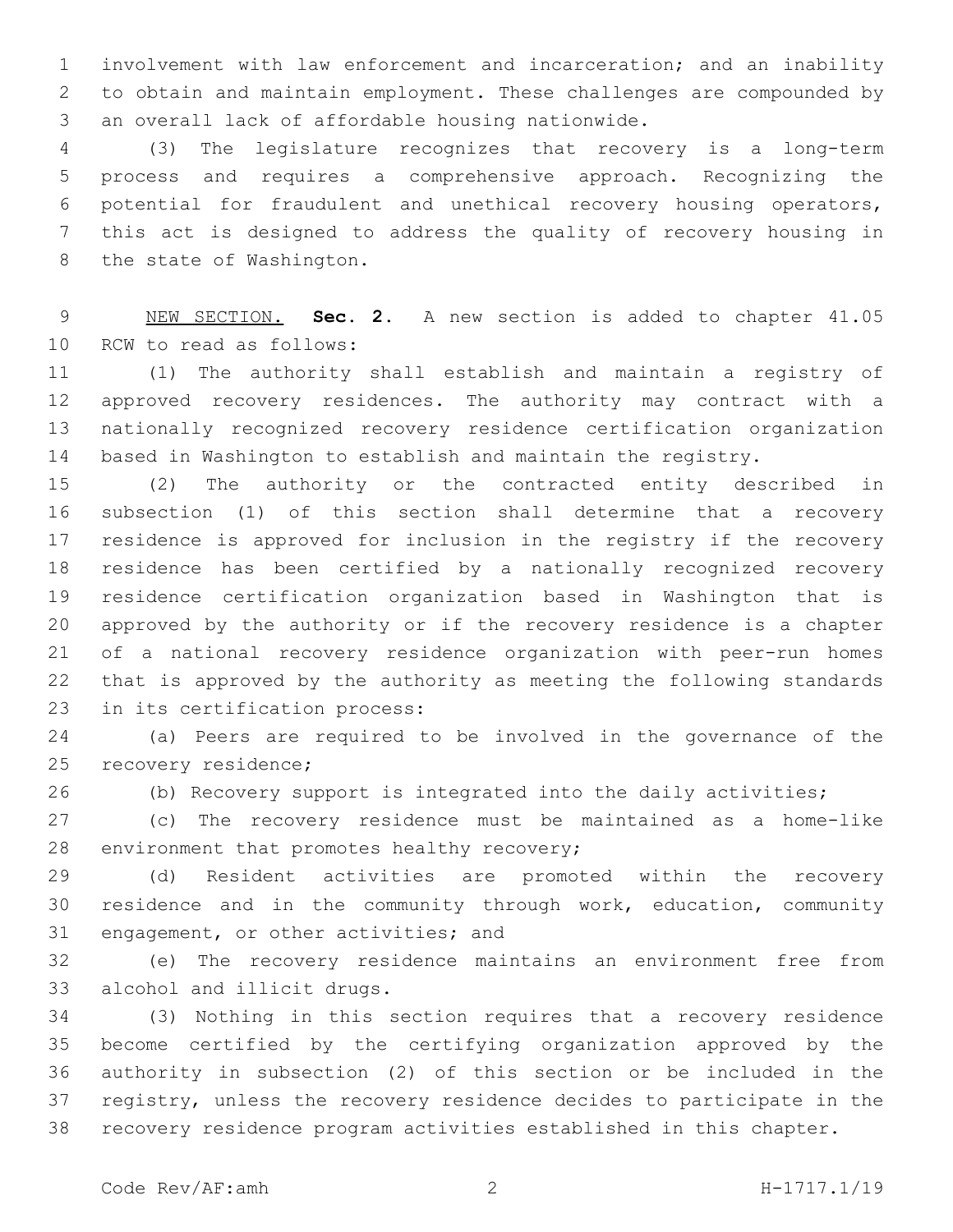involvement with law enforcement and incarceration; and an inability to obtain and maintain employment. These challenges are compounded by an overall lack of affordable housing nationwide.

(3) The legislature recognizes that recovery is a long-term process and requires a comprehensive approach. Recognizing the potential for fraudulent and unethical recovery housing operators, this act is designed to address the quality of recovery housing in the state of Washington.

NEW SECTION. **Sec. 2.** A new section is added to chapter 41.05 RCW to read as follows:

(1) The authority shall establish and maintain a registry of approved recovery residences. The authority may contract with a nationally recognized recovery residence certification organization based in Washington to establish and maintain the registry.

(2) The authority or the contracted entity described in subsection (1) of this section shall determine that a recovery residence is approved for inclusion in the registry if the recovery residence has been certified by a nationally recognized recovery residence certification organization based in Washington that is approved by the authority or if the recovery residence is a chapter of a national recovery residence organization with peer-run homes that is approved by the authority as meeting the following standards in its certification process:

(a) Peers are required to be involved in the governance of the recovery residence;

(b) Recovery support is integrated into the daily activities;

(c) The recovery residence must be maintained as a home-like environment that promotes healthy recovery;

(d) Resident activities are promoted within the recovery residence and in the community through work, education, community engagement, or other activities; and

(e) The recovery residence maintains an environment free from alcohol and illicit drugs.

(3) Nothing in this section requires that a recovery residence become certified by the certifying organization approved by the authority in subsection (2) of this section or be included in the registry, unless the recovery residence decides to participate in the recovery residence program activities established in this chapter.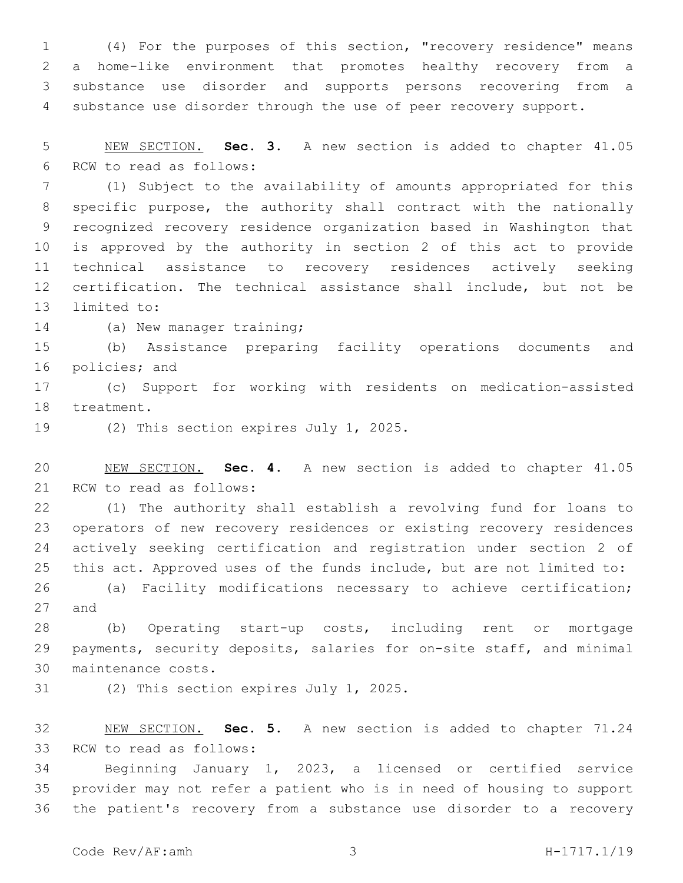(4) For the purposes of this section, "recovery residence" means a home-like environment that promotes healthy recovery from a substance use disorder and supports persons recovering from a substance use disorder through the use of peer recovery support.

NEW SECTION. **Sec. 3.** A new section is added to chapter 41.05 RCW to read as follows:

(1) Subject to the availability of amounts appropriated for this specific purpose, the authority shall contract with the nationally recognized recovery residence organization based in Washington that is approved by the authority in section 2 of this act to provide technical assistance to recovery residences actively seeking certification. The technical assistance shall include, but not be limited to:

(a) New manager training;

(b) Assistance preparing facility operations documents and policies; and

(c) Support for working with residents on medication-assisted treatment.

(2) This section expires July 1, 2025.

NEW SECTION. **Sec. 4.** A new section is added to chapter 41.05 RCW to read as follows:

(1) The authority shall establish a revolving fund for loans to operators of new recovery residences or existing recovery residences actively seeking certification and registration under section 2 of this act. Approved uses of the funds include, but are not limited to:

(a) Facility modifications necessary to achieve certification; and

(b) Operating start-up costs, including rent or mortgage payments, security deposits, salaries for on-site staff, and minimal maintenance costs.

(2) This section expires July 1, 2025.

NEW SECTION. **Sec. 5.** A new section is added to chapter 71.24 RCW to read as follows:

Beginning January 1, 2023, a licensed or certified service provider may not refer a patient who is in need of housing to support the patient's recovery from a substance use disorder to a recovery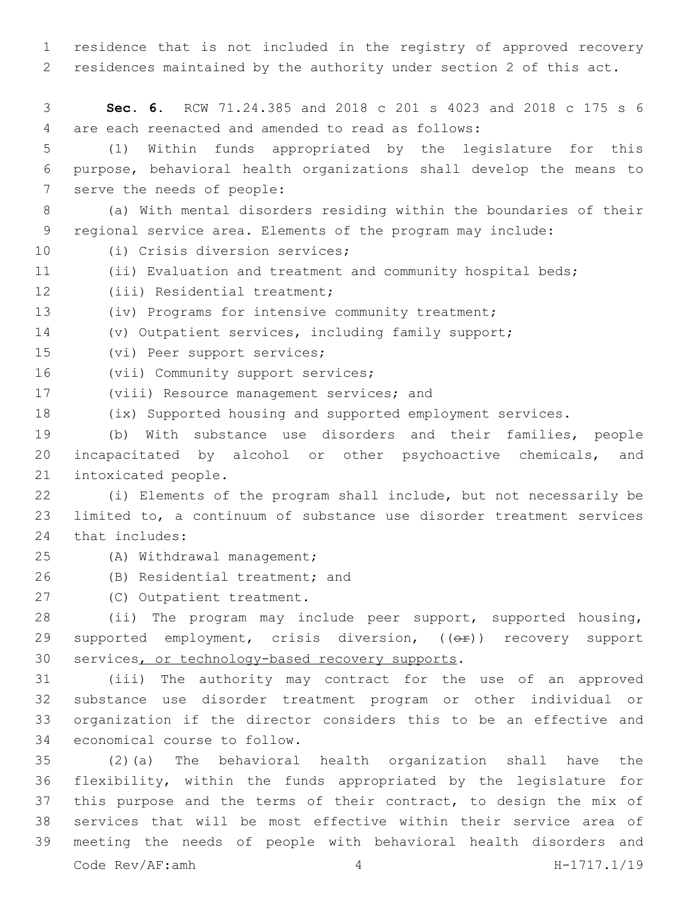residence that is not included in the registry of approved recovery residences maintained by the authority under section 2 of this act.

**Sec. 6.** RCW 71.24.385 and 2018 c 201 s 4023 and 2018 c 175 s 6 are each reenacted and amended to read as follows:

(1) Within funds appropriated by the legislature for this purpose, behavioral health organizations shall develop the means to serve the needs of people:

(a) With mental disorders residing within the boundaries of their regional service area. Elements of the program may include:

(i) Crisis diversion services;

(ii) Evaluation and treatment and community hospital beds;

(iii) Residential treatment;

(iv) Programs for intensive community treatment;

(v) Outpatient services, including family support;

(vi) Peer support services;

(vii) Community support services;

(viii) Resource management services; and

(ix) Supported housing and supported employment services.

(b) With substance use disorders and their families, people incapacitated by alcohol or other psychoactive chemicals, and intoxicated people.

(i) Elements of the program shall include, but not necessarily be limited to, a continuum of substance use disorder treatment services that includes:

(A) Withdrawal management;

(B) Residential treatment; and

(C) Outpatient treatment.

(ii) The program may include peer support, supported housing, supported employment, crisis diversion, ((~~or~~)) recovery support services, or technology-based recovery supports.

(iii) The authority may contract for the use of an approved substance use disorder treatment program or other individual or organization if the director considers this to be an effective and economical course to follow.

(2)(a) The behavioral health organization shall have the flexibility, within the funds appropriated by the legislature for this purpose and the terms of their contract, to design the mix of services that will be most effective within their service area of meeting the needs of people with behavioral health disorders and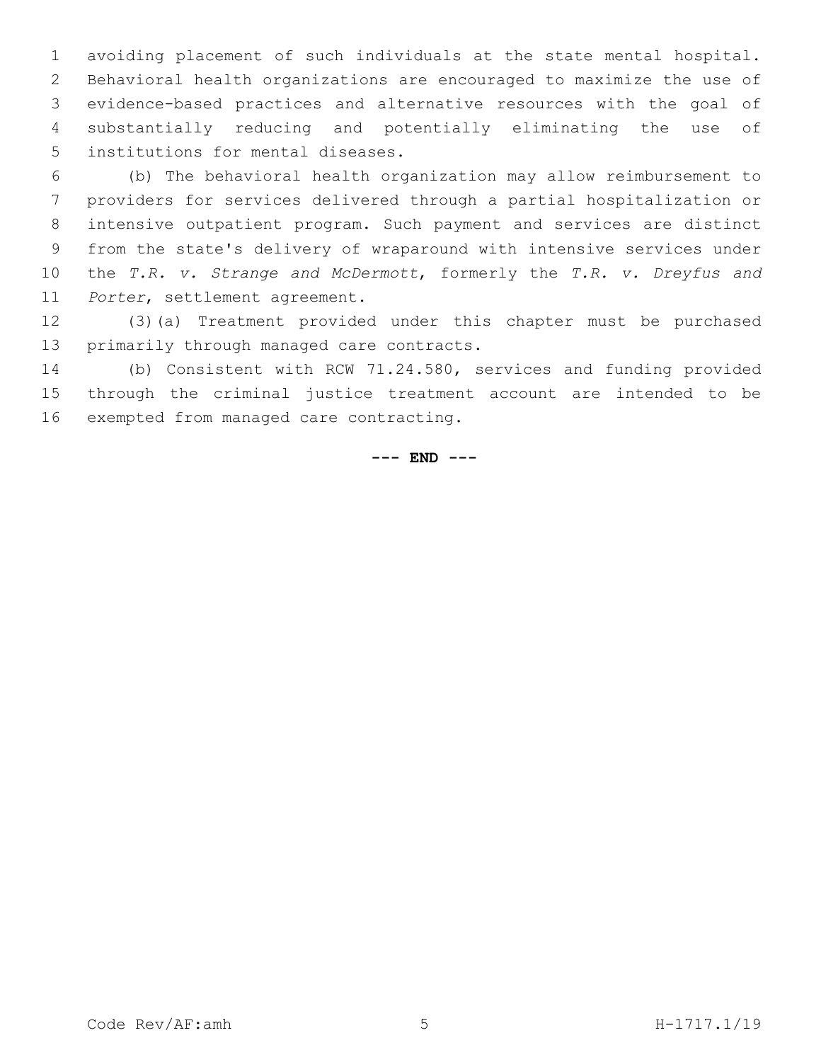avoiding placement of such individuals at the state mental hospital. Behavioral health organizations are encouraged to maximize the use of evidence-based practices and alternative resources with the goal of substantially reducing and potentially eliminating the use of institutions for mental diseases.

(b) The behavioral health organization may allow reimbursement to providers for services delivered through a partial hospitalization or intensive outpatient program. Such payment and services are distinct from the state's delivery of wraparound with intensive services under the *T.R. v. Strange and McDermott*, formerly the *T.R. v. Dreyfus and Porter*, settlement agreement.

(3)(a) Treatment provided under this chapter must be purchased primarily through managed care contracts.

(b) Consistent with RCW 71.24.580, services and funding provided through the criminal justice treatment account are intended to be exempted from managed care contracting.

**--- END ---**